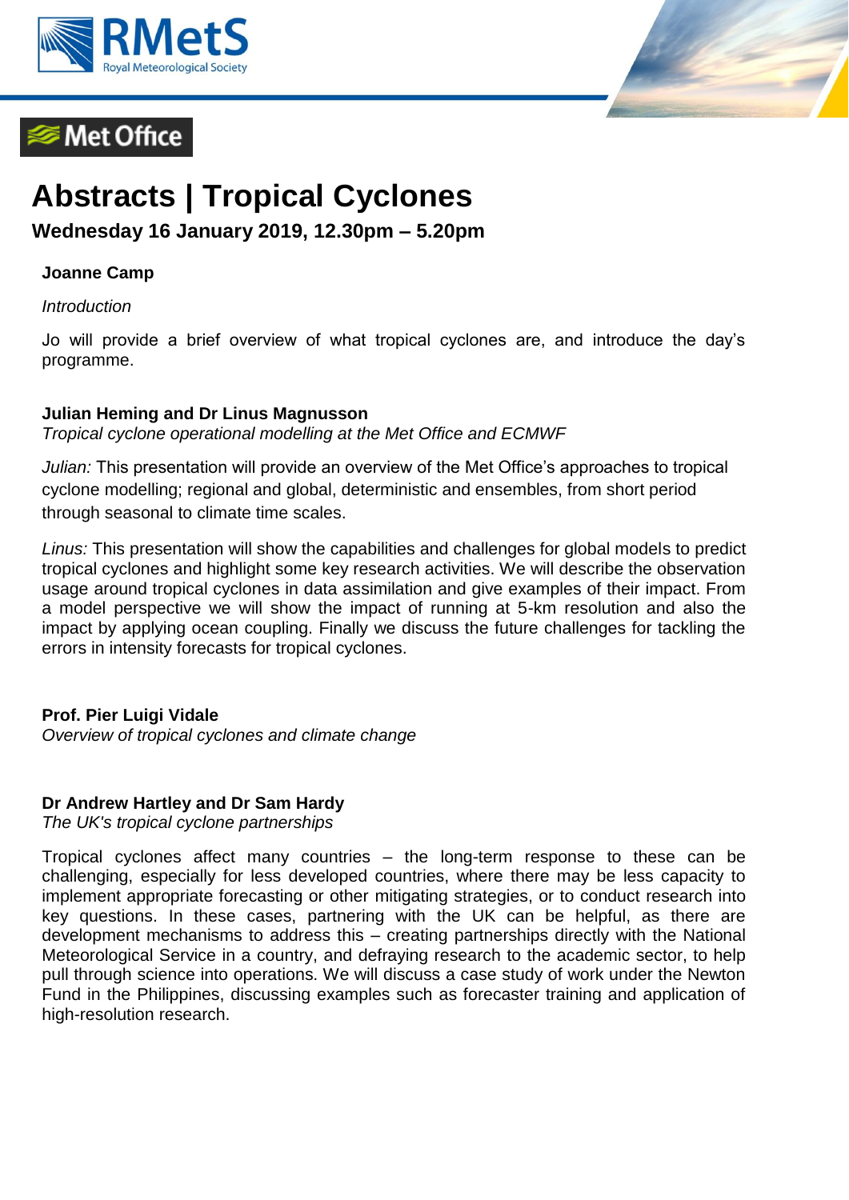# Abstracts | Tropical Cyclones

**Wednesday 16 January 2019, 12.30pm – 5.20pm**

**Joanne Camp**

*Introduction*

Jo will provide a brief overview of what tropical cyclones are, and introduce the day's programme.

**Julian Heming and Dr Linus Magnusson**

*Tropical cyclone operational modelling at the Met Office and ECMWF*

*Julian:* This presentation will provide an overview of the Met Office's approaches to tropical cyclone modelling; regional and global, deterministic and ensembles, from short period through seasonal to climate time scales.

*Linus:* This presentation will show the capabilities and challenges for global models to predict tropical cyclones and highlight some key research activities. We will describe the observation usage around tropical cyclones in data assimilation and give examples of their impact. From a model perspective we will show the impact of running at 5-km resolution and also the impact by applying ocean coupling. Finally we discuss the future challenges for tackling the errors in intensity forecasts for tropical cyclones.

**Prof. Pier Luigi Vidale**

*Overview of tropical cyclones and climate change*

**Dr Andrew Hartley and Dr Sam Hardy**

*The UK's tropical cyclone partnerships*

Tropical cyclones affect many countries – the long-term response to these can be challenging, especially for less developed countries, where there may be less capacity to implement appropriate forecasting or other mitigating strategies, or to conduct research into key questions. In these cases, partnering with the UK can be helpful, as there are development mechanisms to address this – creating partnerships directly with the National Meteorological Service in a country, and defraying research to the academic sector, to help pull through science into operations. We will discuss a case study of work under the Newton Fund in the Philippines, discussing examples such as forecaster training and application of high-resolution research.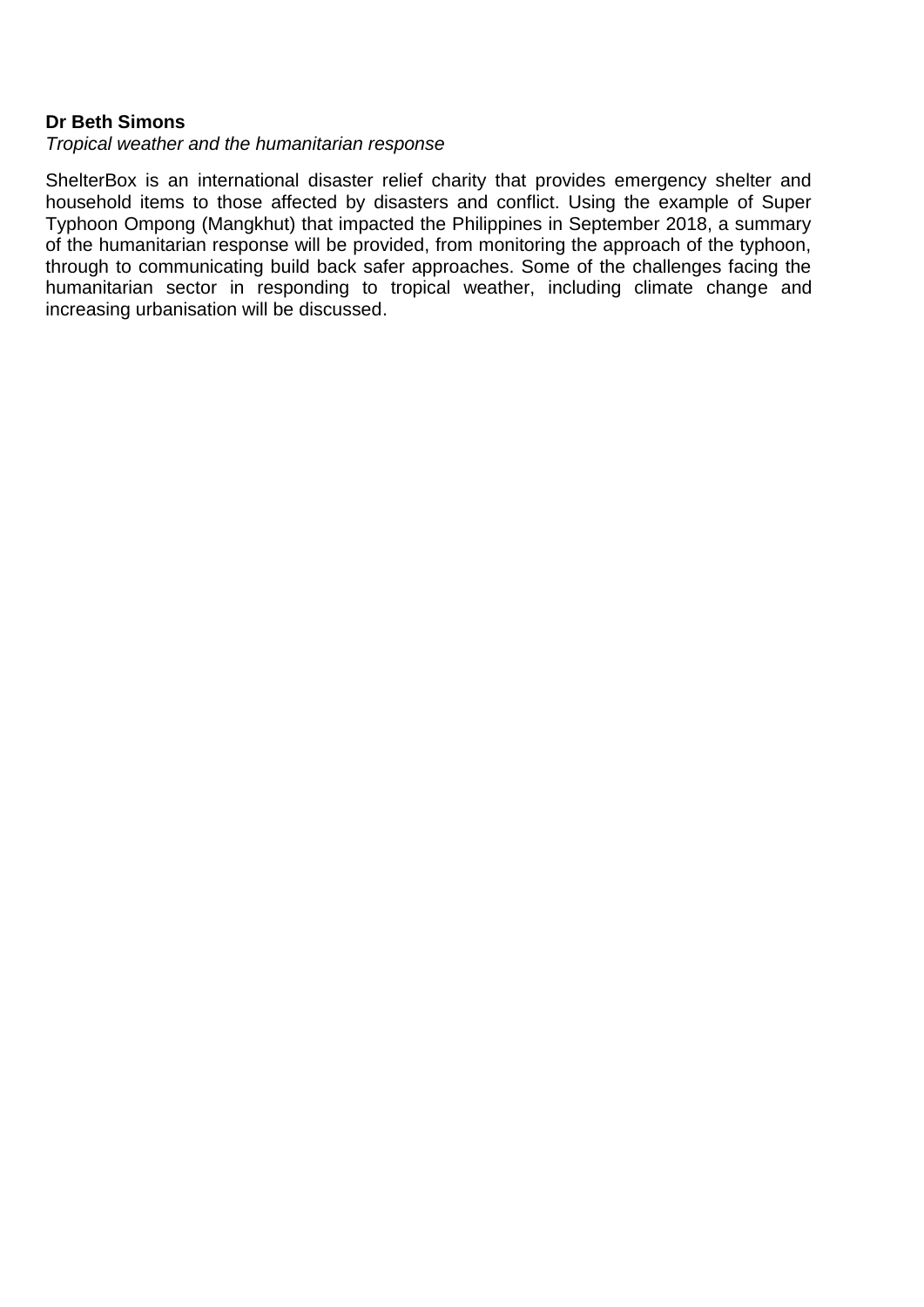**Dr Beth Simons**

*Tropical weather and the humanitarian response*

ShelterBox is an international disaster relief charity that provides emergency shelter and household items to those affected by disasters and conflict. Using the example of Super Typhoon Ompong (Mangkhut) that impacted the Philippines in September 2018, a summary of the humanitarian response will be provided, from monitoring the approach of the typhoon, through to communicating build back safer approaches. Some of the challenges facing the humanitarian sector in responding to tropical weather, including climate change and increasing urbanisation will be discussed.